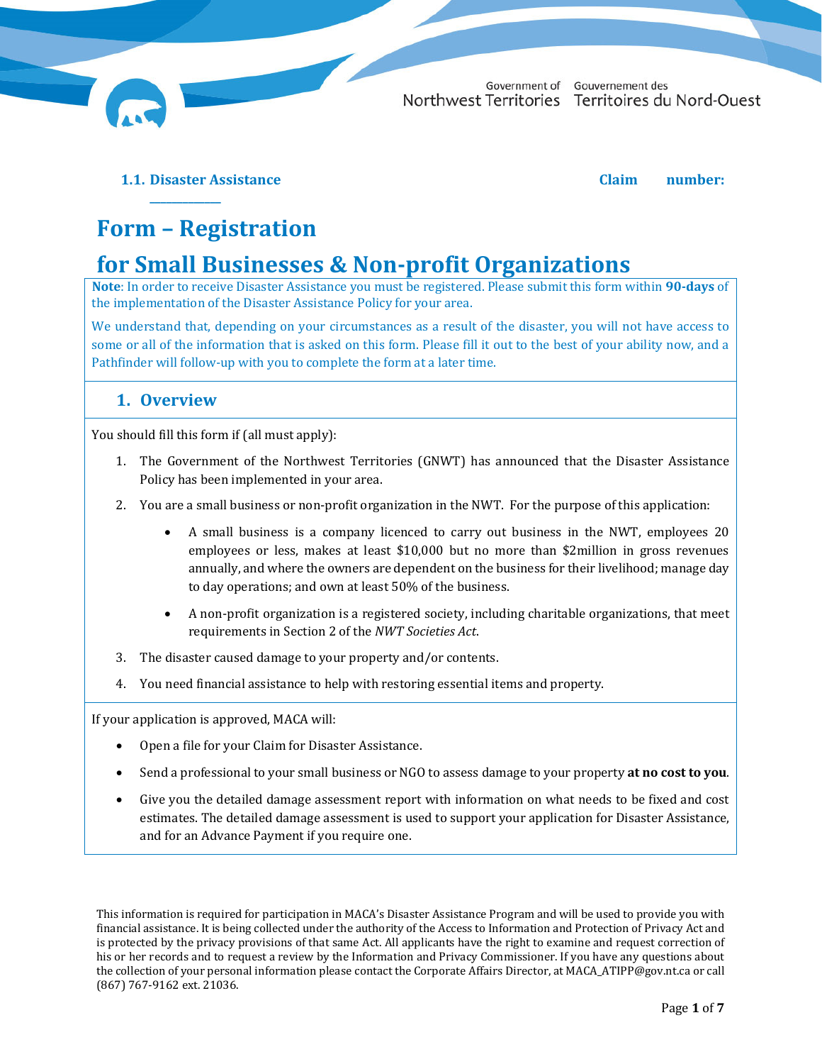Government of Northwest Territories | Gouvernement des Territoires du Nord-Ouest

**1.1. Disaster Assistance** **Claim number: \_\_\_\_\_\_\_\_\_\_\_\_**

# Form – Registration

# for Small Businesses & Non-profit Organizations

**Note**: In order to receive Disaster Assistance you must be registered. Please submit this form within **90-days** of the implementation of the Disaster Assistance Policy for your area.

We understand that, depending on your circumstances as a result of the disaster, you will not have access to some or all of the information that is asked on this form. Please fill it out to the best of your ability now, and a Pathfinder will follow-up with you to complete the form at a later time.

## 1. Overview

You should fill this form if (all must apply):

1. The Government of the Northwest Territories (GNWT) has announced that the Disaster Assistance Policy has been implemented in your area.
2. You are a small business or non-profit organization in the NWT. For the purpose of this application:
   - A small business is a company licenced to carry out business in the NWT, employees 20 employees or less, makes at least $10,000 but no more than $2million in gross revenues annually, and where the owners are dependent on the business for their livelihood; manage day to day operations; and own at least 50% of the business.
   - A non-profit organization is a registered society, including charitable organizations, that meet requirements in Section 2 of the *NWT Societies Act.*
3. The disaster caused damage to your property and/or contents.
4. You need financial assistance to help with restoring essential items and property.

If your application is approved, MACA will:

- Open a file for your Claim for Disaster Assistance.
- Send a professional to your small business or NGO to assess damage to your property **at no cost to you**.
- Give you the detailed damage assessment report with information on what needs to be fixed and cost estimates. The detailed damage assessment is used to support your application for Disaster Assistance, and for an Advance Payment if you require one.

This information is required for participation in MACA's Disaster Assistance Program and will be used to provide you with financial assistance. It is being collected under the authority of the Access to Information and Protection of Privacy Act and is protected by the privacy provisions of that same Act. All applicants have the right to examine and request correction of his or her records and to request a review by the Information and Privacy Commissioner. If you have any questions about the collection of your personal information please contact the Corporate Affairs Director, at MACA_ATIPP@gov.nt.ca or call (867) 767-9162 ext. 21036.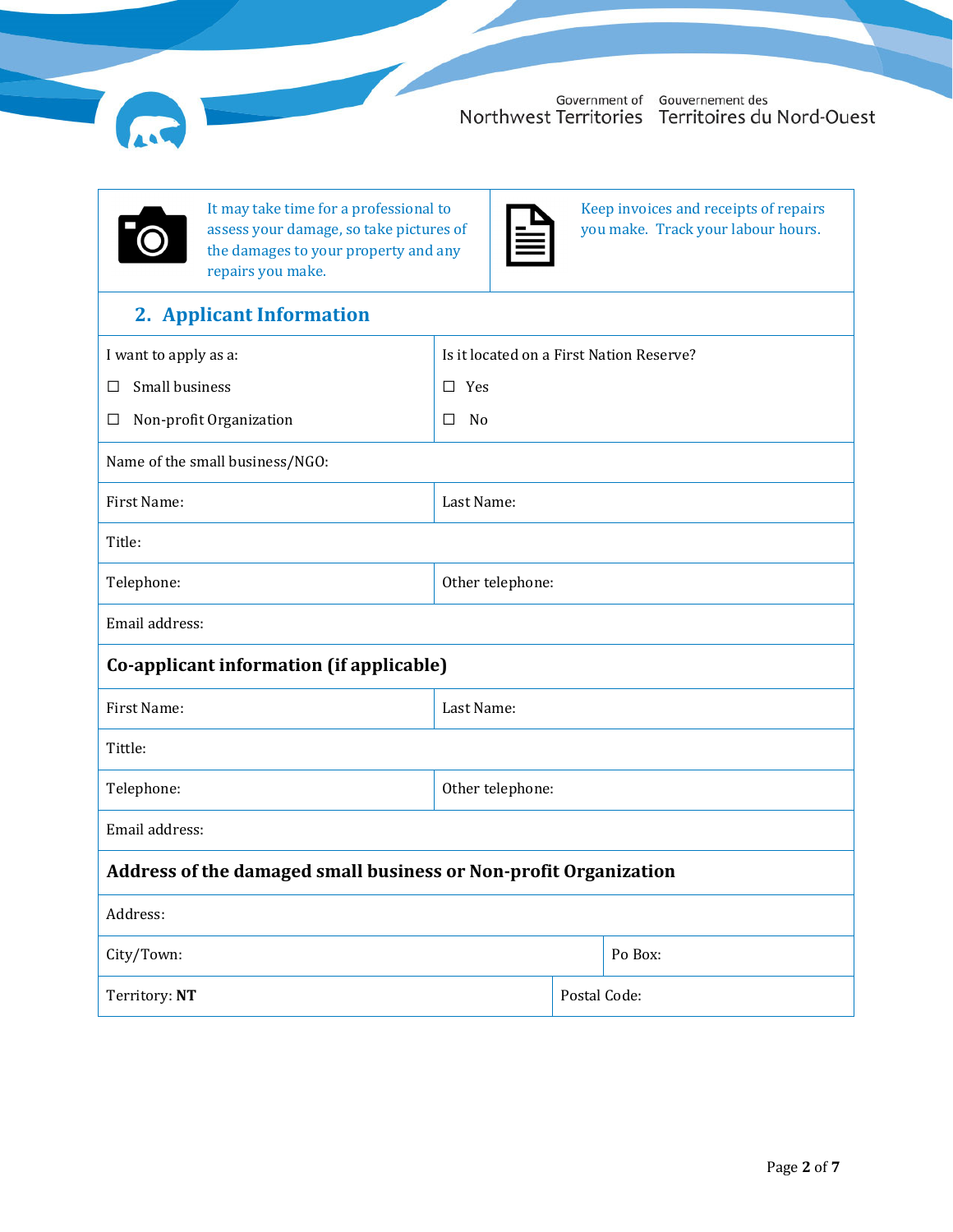It may take time for a professional to assess your damage, so take pictures of the damages to your property and any repairs you make.

Keep invoices and receipts of repairs you make. Track your labour hours.

## 2. Applicant Information

| I want to apply as a: | Is it located on a First Nation Reserve? |
|---|---|
| ☐ Small business | ☐ Yes |
| ☐ Non-profit Organization | ☐ No |

| Name of the small business/NGO: | |
|---|---|
| First Name: | Last Name: |
| Title: | |
| Telephone: | Other telephone: |
| Email address: | |

### Co-applicant information (if applicable)

| First Name: | Last Name: |
|---|---|
| Tittle: | |
| Telephone: | Other telephone: |
| Email address: | |

### Address of the damaged small business or Non-profit Organization

| Address: | |
|---|---|
| City/Town: | Po Box: |
| Territory: **NT** | Postal Code: |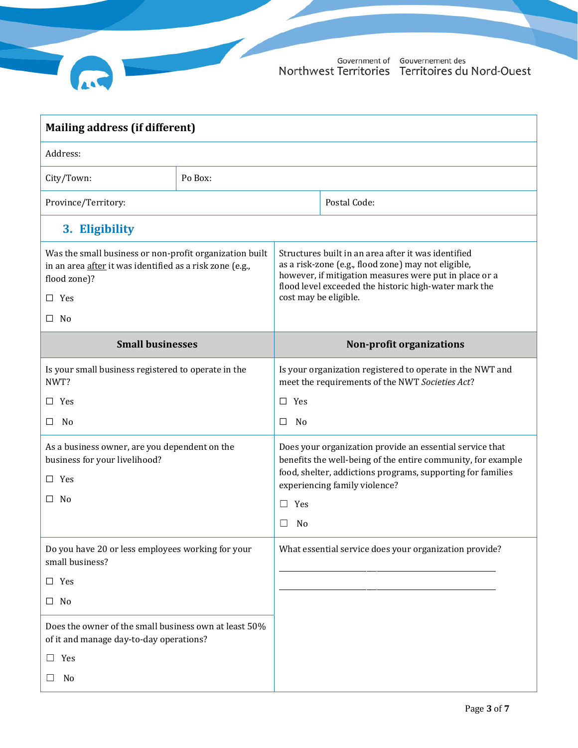| Mailing address (if different) | | |
|---|---|---|
| Address: | | |
| City/Town: | Po Box: | |
| Province/Territory: | | Postal Code: |

## 3. Eligibility

| | |
|---|---|
| Was the small business or non-profit organization built in an area after it was identified as a risk zone (e.g., flood zone)?<br><br>☐ Yes<br><br>☐ No | Structures built in an area after it was identified as a risk-zone (e.g., flood zone) may not eligible, however, if mitigation measures were put in place or a flood level exceeded the historic high-water mark the cost may be eligible. |

| Small businesses | Non-profit organizations |
|---|---|
| Is your small business registered to operate in the NWT?<br><br>☐ Yes<br><br>☐ No | Is your organization registered to operate in the NWT and meet the requirements of the NWT *Societies Act*?<br><br>☐ Yes<br><br>☐ No |
| As a business owner, are you dependent on the business for your livelihood?<br><br>☐ Yes<br><br>☐ No | Does your organization provide an essential service that benefits the well-being of the entire community, for example food, shelter, addictions programs, supporting for families experiencing family violence?<br><br>☐ Yes<br><br>☐ No |
| Do you have 20 or less employees working for your small business?<br><br>☐ Yes<br><br>☐ No | What essential service does your organization provide?<br><br>_______________________________________<br><br>_______________________________________ |
| Does the owner of the small business own at least 50% of it and manage day-to-day operations?<br><br>☐ Yes<br><br>☐ No | |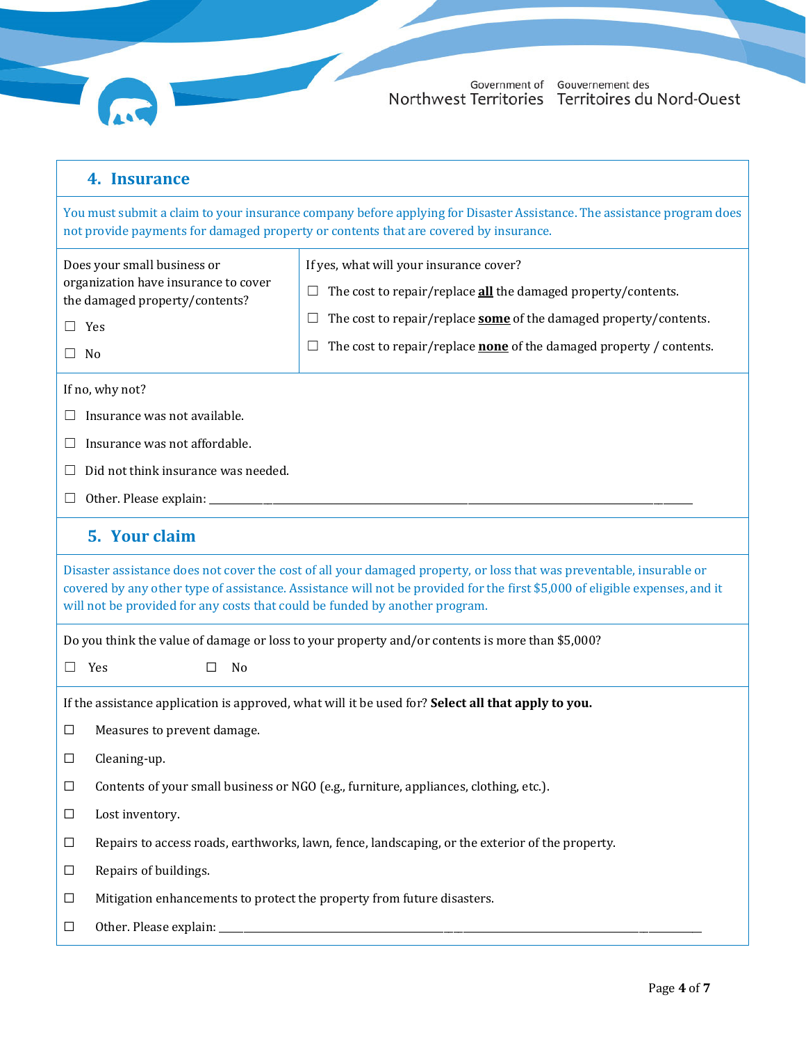## 4. Insurance

You must submit a claim to your insurance company before applying for Disaster Assistance. The assistance program does not provide payments for damaged property or contents that are covered by insurance.

| Does your small business or organization have insurance to cover the damaged property/contents? | If yes, what will your insurance cover? |
|---|---|
| ☐ Yes<br>☐ No | ☐ The cost to repair/replace **all** the damaged property/contents.<br>☐ The cost to repair/replace **some** of the damaged property/contents.<br>☐ The cost to repair/replace **none** of the damaged property / contents. |

If no, why not?

☐ Insurance was not available.

☐ Insurance was not affordable.

☐ Did not think insurance was needed.

☐ Other. Please explain: ____________________________________________________________

## 5. Your claim

Disaster assistance does not cover the cost of all your damaged property, or loss that was preventable, insurable or covered by any other type of assistance. Assistance will not be provided for the first $5,000 of eligible expenses, and it will not be provided for any costs that could be funded by another program.

Do you think the value of damage or loss to your property and/or contents is more than $5,000?

☐ Yes ☐ No

If the assistance application is approved, what will it be used for? **Select all that apply to you.**

☐ Measures to prevent damage.

☐ Cleaning-up.

☐ Contents of your small business or NGO (e.g., furniture, appliances, clothing, etc.).

☐ Lost inventory.

☐ Repairs to access roads, earthworks, lawn, fence, landscaping, or the exterior of the property.

☐ Repairs of buildings.

☐ Mitigation enhancements to protect the property from future disasters.

☐ Other. Please explain: ____________________________________________________________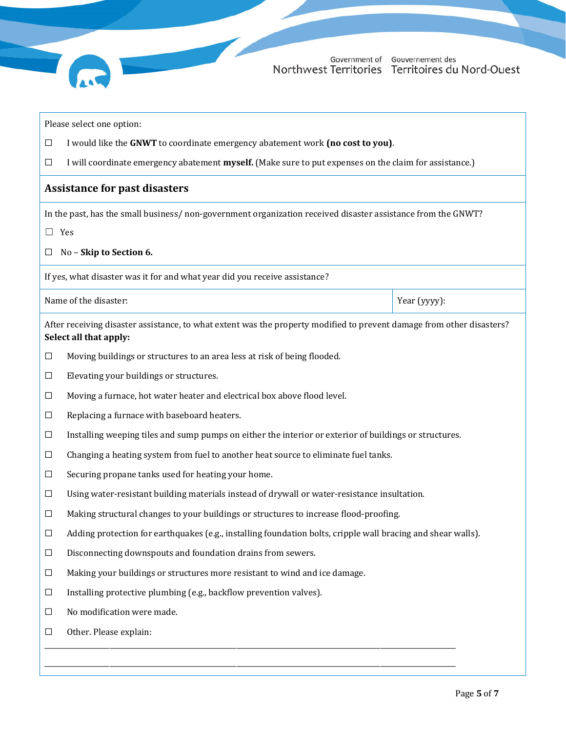Please select one option:

☐ I would like the **GNWT** to coordinate emergency abatement work **(no cost to you)**.

☐ I will coordinate emergency abatement **myself.** (Make sure to put expenses on the claim for assistance.)

## Assistance for past disasters

In the past, has the small business/ non-government organization received disaster assistance from the GNWT?

☐ Yes

☐ No – **Skip to Section 6.**

If yes, what disaster was it for and what year did you receive assistance?

| Name of the disaster: | Year (yyyy): |
|---|---|

After receiving disaster assistance, to what extent was the property modified to prevent damage from other disasters? **Select all that apply:**

☐ Moving buildings or structures to an area less at risk of being flooded.

☐ Elevating your buildings or structures.

☐ Moving a furnace, hot water heater and electrical box above flood level.

☐ Replacing a furnace with baseboard heaters.

☐ Installing weeping tiles and sump pumps on either the interior or exterior of buildings or structures.

☐ Changing a heating system from fuel to another heat source to eliminate fuel tanks.

☐ Securing propane tanks used for heating your home.

☐ Using water-resistant building materials instead of drywall or water-resistance insultation.

☐ Making structural changes to your buildings or structures to increase flood-proofing.

☐ Adding protection for earthquakes (e.g., installing foundation bolts, cripple wall bracing and shear walls).

☐ Disconnecting downspouts and foundation drains from sewers.

☐ Making your buildings or structures more resistant to wind and ice damage.

☐ Installing protective plumbing (e.g., backflow prevention valves).

☐ No modification were made.

☐ Other. Please explain:

______________________________________________________________________________

______________________________________________________________________________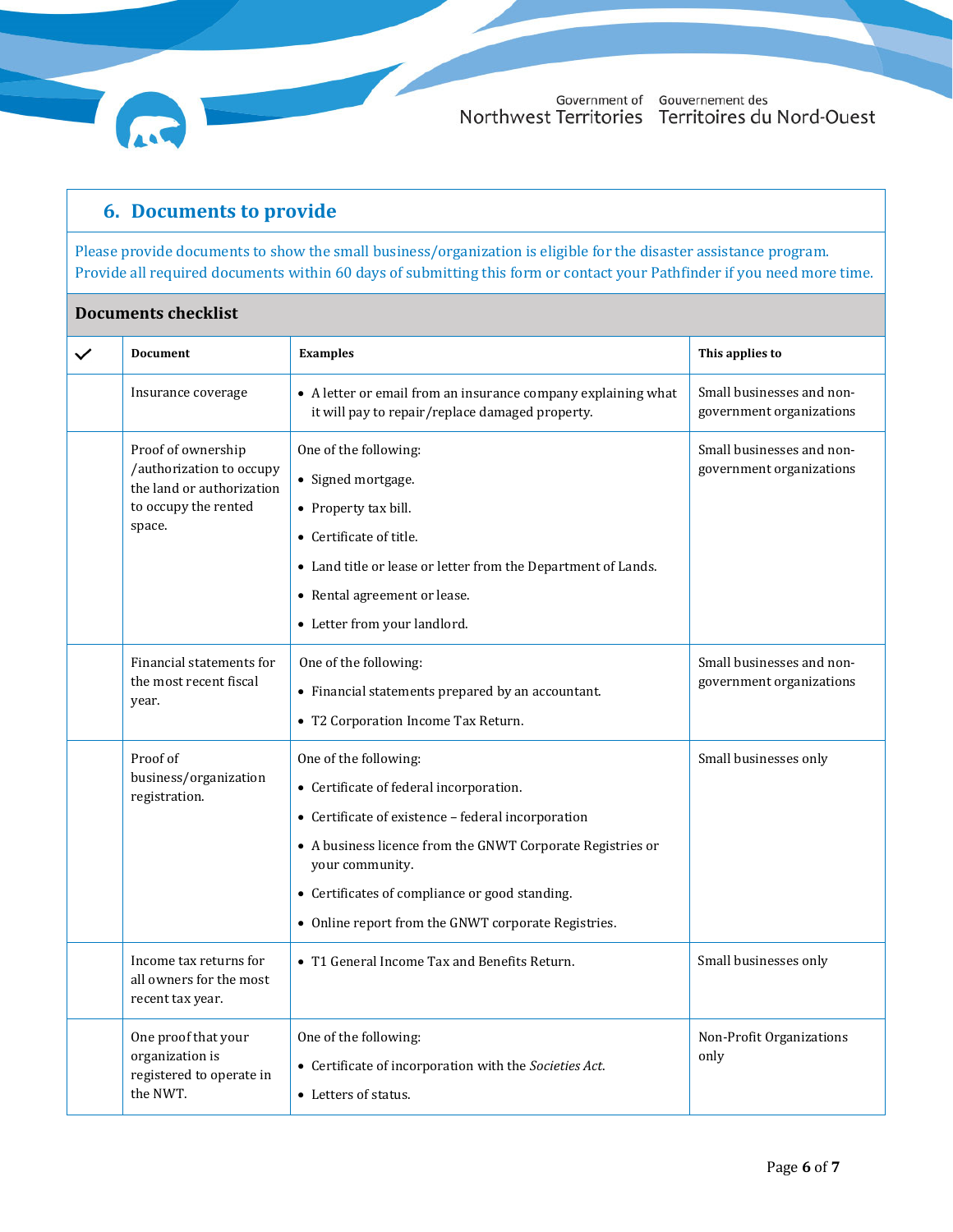## 6. Documents to provide

Please provide documents to show the small business/organization is eligible for the disaster assistance program. Provide all required documents within 60 days of submitting this form or contact your Pathfinder if you need more time.

**Documents checklist**

| ✓ | Document | Examples | This applies to |
|---|---|---|---|
| | Insurance coverage | • A letter or email from an insurance company explaining what it will pay to repair/replace damaged property. | Small businesses and non-government organizations |
| | Proof of ownership /authorization to occupy the land or authorization to occupy the rented space. | One of the following:<br>• Signed mortgage.<br>• Property tax bill.<br>• Certificate of title.<br>• Land title or lease or letter from the Department of Lands.<br>• Rental agreement or lease.<br>• Letter from your landlord. | Small businesses and non-government organizations |
| | Financial statements for the most recent fiscal year. | One of the following:<br>• Financial statements prepared by an accountant.<br>• T2 Corporation Income Tax Return. | Small businesses and non-government organizations |
| | Proof of business/organization registration. | One of the following:<br>• Certificate of federal incorporation.<br>• Certificate of existence – federal incorporation<br>• A business licence from the GNWT Corporate Registries or your community.<br>• Certificates of compliance or good standing.<br>• Online report from the GNWT corporate Registries. | Small businesses only |
| | Income tax returns for all owners for the most recent tax year. | • T1 General Income Tax and Benefits Return. | Small businesses only |
| | One proof that your organization is registered to operate in the NWT. | One of the following:<br>• Certificate of incorporation with the *Societies Act*.<br>• Letters of status. | Non-Profit Organizations only |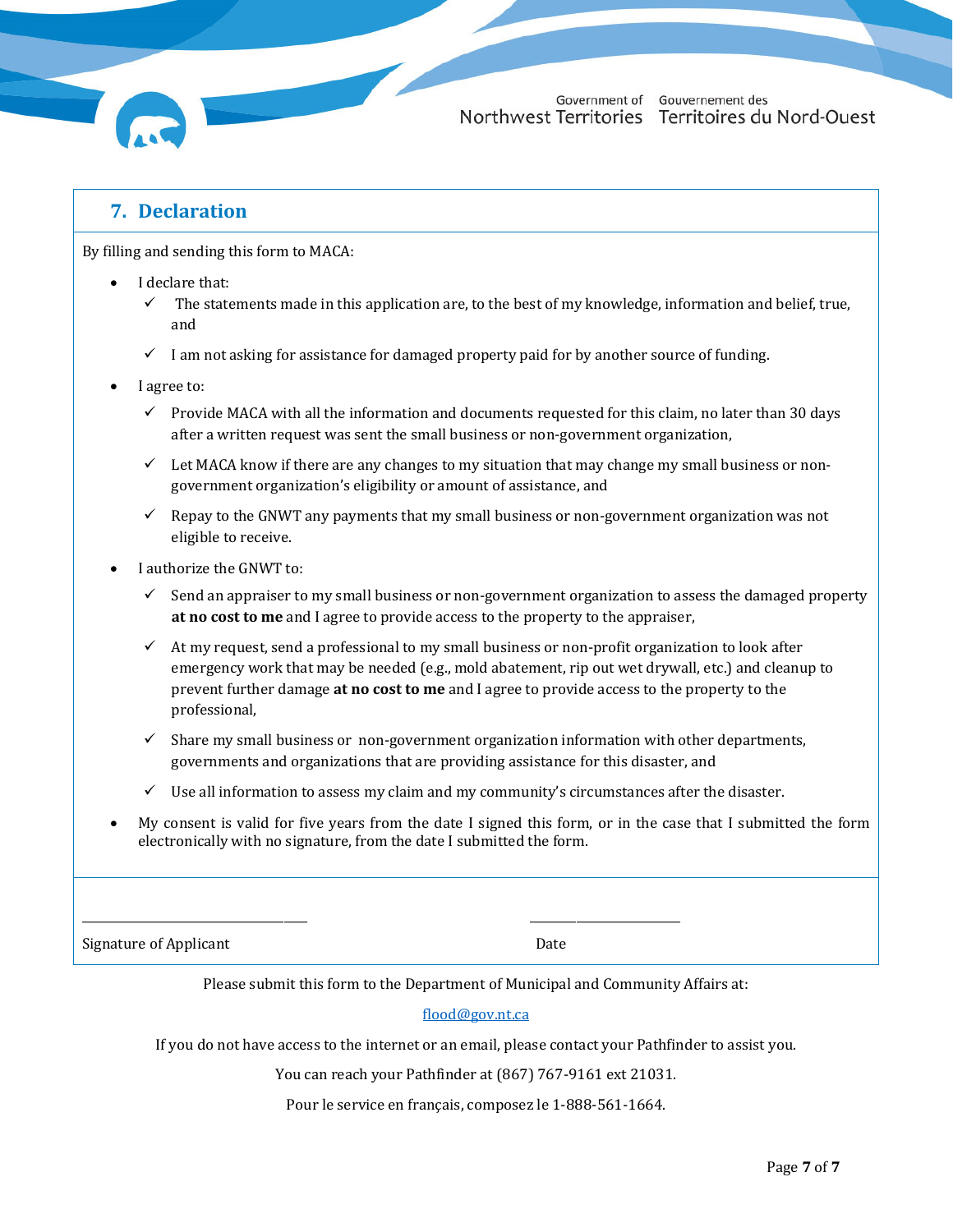## 7. Declaration

By filling and sending this form to MACA:

- I declare that:
  - ✓ The statements made in this application are, to the best of my knowledge, information and belief, true, and
  - ✓ I am not asking for assistance for damaged property paid for by another source of funding.
- I agree to:
  - ✓ Provide MACA with all the information and documents requested for this claim, no later than 30 days after a written request was sent the small business or non-government organization,
  - ✓ Let MACA know if there are any changes to my situation that may change my small business or non-government organization's eligibility or amount of assistance, and
  - ✓ Repay to the GNWT any payments that my small business or non-government organization was not eligible to receive.
- I authorize the GNWT to:
  - ✓ Send an appraiser to my small business or non-government organization to assess the damaged property **at no cost to me** and I agree to provide access to the property to the appraiser,
  - ✓ At my request, send a professional to my small business or non-profit organization to look after emergency work that may be needed (e.g., mold abatement, rip out wet drywall, etc.) and cleanup to prevent further damage **at no cost to me** and I agree to provide access to the property to the professional,
  - ✓ Share my small business or non-government organization information with other departments, governments and organizations that are providing assistance for this disaster, and
  - ✓ Use all information to assess my claim and my community's circumstances after the disaster.
- My consent is valid for five years from the date I signed this form, or in the case that I submitted the form electronically with no signature, from the date I submitted the form.

\_\_\_\_\_\_\_\_\_\_\_\_\_\_\_\_\_\_\_\_\_\_\_\_\_\_\_\_\_\_\_\_\_\_\_\_

Signature of Applicant

\_\_\_\_\_\_\_\_\_\_\_\_\_\_\_\_\_\_\_\_\_\_\_\_

Date

Please submit this form to the Department of Municipal and Community Affairs at:

flood@gov.nt.ca

If you do not have access to the internet or an email, please contact your Pathfinder to assist you.

You can reach your Pathfinder at (867) 767-9161 ext 21031.

Pour le service en français, composez le 1-888-561-1664.